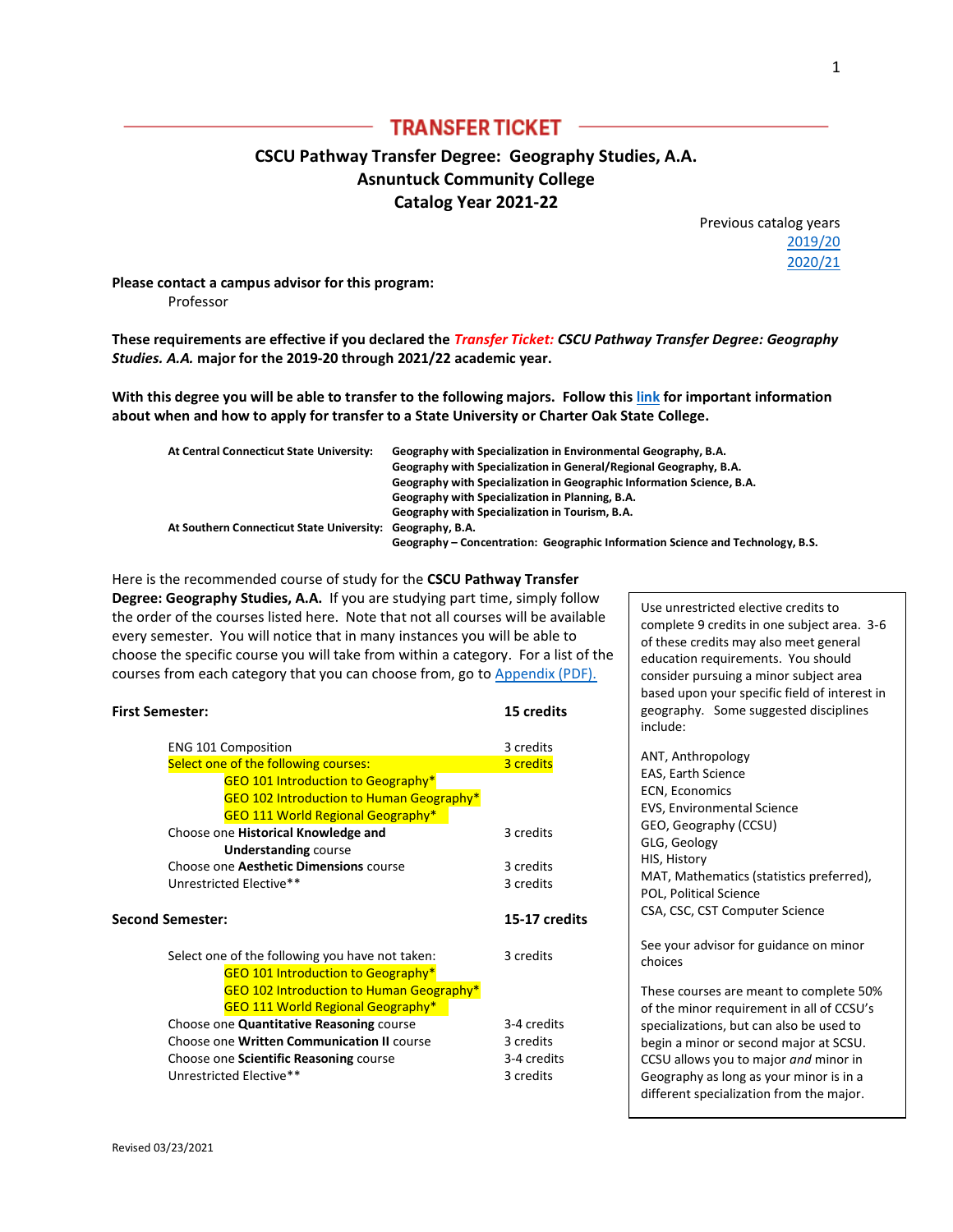# TRANSFER TICKET

## CSCU Pathway Transfer Degree: Geography Studies, A.A.
## Asnuntuck Community College
## Catalog Year 2021-22

Previous catalog years
2019/20
2020/21

**Please contact a campus advisor for this program:**
Professor

**These requirements are effective if you declared the *Transfer Ticket: CSCU Pathway Transfer Degree: Geography Studies. A.A.* major for the 2019-20 through 2021/22 academic year.**

**With this degree you will be able to transfer to the following majors. Follow this link for important information about when and how to apply for transfer to a State University or Charter Oak State College.**

| | |
|---|---|
| **At Central Connecticut State University:** | **Geography with Specialization in Environmental Geography, B.A.** |
| | **Geography with Specialization in General/Regional Geography, B.A.** |
| | **Geography with Specialization in Geographic Information Science, B.A.** |
| | **Geography with Specialization in Planning, B.A.** |
| | **Geography with Specialization in Tourism, B.A.** |
| **At Southern Connecticut State University:** | **Geography, B.A.** |
| | **Geography – Concentration: Geographic Information Science and Technology, B.S.** |

Here is the recommended course of study for the **CSCU Pathway Transfer Degree: Geography Studies, A.A.** If you are studying part time, simply follow the order of the courses listed here. Note that not all courses will be available every semester. You will notice that in many instances you will be able to choose the specific course you will take from within a category. For a list of the courses from each category that you can choose from, go to Appendix (PDF).

**First Semester: 15 credits**

| Course | Credits |
|---|---|
| ENG 101 Composition | 3 credits |
| Select one of the following courses: | 3 credits |
| GEO 101 Introduction to Geography* | |
| GEO 102 Introduction to Human Geography* | |
| GEO 111 World Regional Geography* | |
| Choose one **Historical Knowledge and Understanding** course | 3 credits |
| Choose one **Aesthetic Dimensions** course | 3 credits |
| Unrestricted Elective** | 3 credits |

**Second Semester: 15-17 credits**

| Course | Credits |
|---|---|
| Select one of the following you have not taken: | 3 credits |
| GEO 101 Introduction to Geography* | |
| GEO 102 Introduction to Human Geography* | |
| GEO 111 World Regional Geography* | |
| Choose one **Quantitative Reasoning** course | 3-4 credits |
| Choose one **Written Communication II** course | 3 credits |
| Choose one **Scientific Reasoning** course | 3-4 credits |
| Unrestricted Elective** | 3 credits |

> Use unrestricted elective credits to complete 9 credits in one subject area. 3-6 of these credits may also meet general education requirements. You should consider pursuing a minor subject area based upon your specific field of interest in geography. Some suggested disciplines include:
>
> ANT, Anthropology
> EAS, Earth Science
> ECN, Economics
> EVS, Environmental Science
> GEO, Geography (CCSU)
> GLG, Geology
> HIS, History
> MAT, Mathematics (statistics preferred),
> POL, Political Science
> CSA, CSC, CST Computer Science
>
> See your advisor for guidance on minor choices
>
> These courses are meant to complete 50% of the minor requirement in all of CCSU's specializations, but can also be used to begin a minor or second major at SCSU. CCSU allows you to major *and* minor in Geography as long as your minor is in a different specialization from the major.

Revised 03/23/2021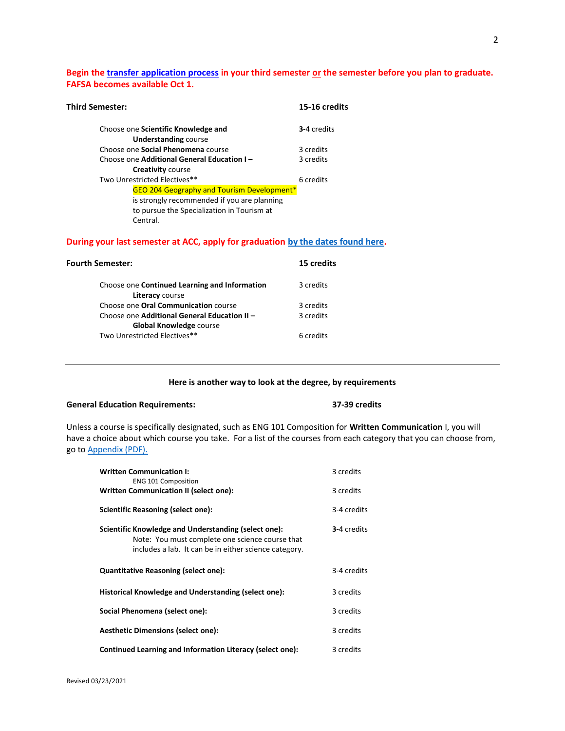**Begin the transfer application process in your third semester or the semester before you plan to graduate. FAFSA becomes available Oct 1.**

| **Third Semester:** | **15-16 credits** |
|---|---|
| Choose one **Scientific Knowledge and Understanding** course | **3**-4 credits |
| Choose one **Social Phenomena** course | 3 credits |
| Choose one **Additional General Education I – Creativity** course | 3 credits |
| Two Unrestricted Electives** | 6 credits |
| GEO 204 Geography and Tourism Development* is strongly recommended if you are planning to pursue the Specialization in Tourism at Central. | |

**During your last semester at ACC, apply for graduation by the dates found here.**

| **Fourth Semester:** | **15 credits** |
|---|---|
| Choose one **Continued Learning and Information Literacy** course | 3 credits |
| Choose one **Oral Communication** course | 3 credits |
| Choose one **Additional General Education II – Global Knowledge** course | 3 credits |
| Two Unrestricted Electives** | 6 credits |

---

**Here is another way to look at the degree, by requirements**

**General Education Requirements:** **37-39 credits**

Unless a course is specifically designated, such as ENG 101 Composition for **Written Communication** I, you will have a choice about which course you take. For a list of the courses from each category that you can choose from, go to Appendix (PDF).

| Requirement | Credits |
|---|---|
| **Written Communication I:** ENG 101 Composition | 3 credits |
| **Written Communication II (select one):** | 3 credits |
| **Scientific Reasoning (select one):** | 3-4 credits |
| **Scientific Knowledge and Understanding (select one):** Note: You must complete one science course that includes a lab. It can be in either science category. | **3**-4 credits |
| **Quantitative Reasoning (select one):** | 3-4 credits |
| **Historical Knowledge and Understanding (select one):** | 3 credits |
| **Social Phenomena (select one):** | 3 credits |
| **Aesthetic Dimensions (select one):** | 3 credits |
| **Continued Learning and Information Literacy (select one):** | 3 credits |

Revised 03/23/2021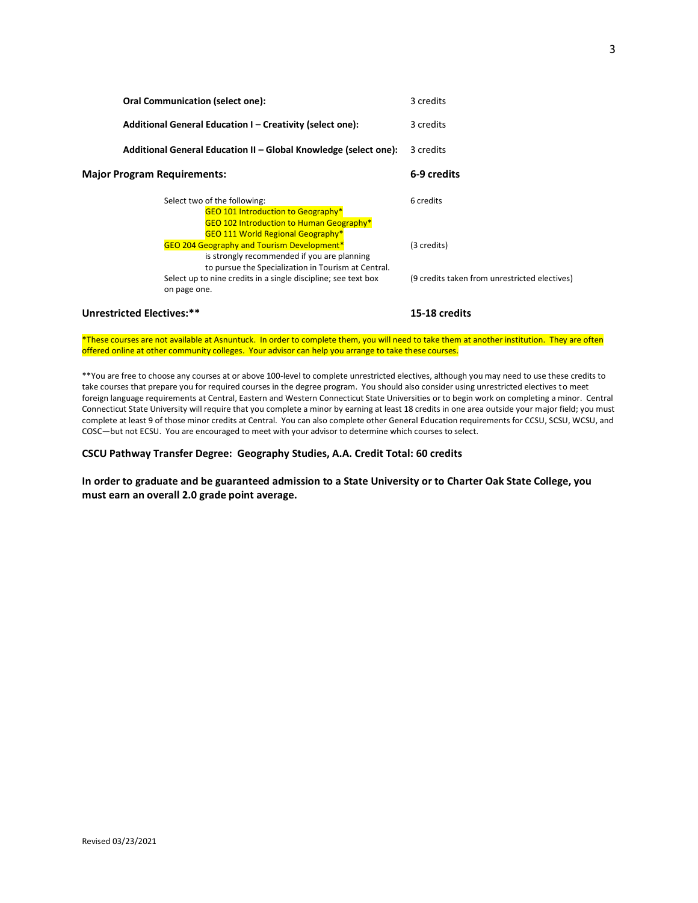**Oral Communication (select one):** 3 credits

**Additional General Education I – Creativity (select one):** 3 credits

**Additional General Education II – Global Knowledge (select one):** 3 credits

**Major Program Requirements:** **6-9 credits**

| | |
|---|---|
| Select two of the following:<br>GEO 101 Introduction to Geography*<br>GEO 102 Introduction to Human Geography*<br>GEO 111 World Regional Geography* | 6 credits |
| GEO 204 Geography and Tourism Development* is strongly recommended if you are planning to pursue the Specialization in Tourism at Central. | (3 credits) |
| Select up to nine credits in a single discipline; see text box on page one. | (9 credits taken from unrestricted electives) |

**Unrestricted Electives:**** **15-18 credits**

*These courses are not available at Asnuntuck. In order to complete them, you will need to take them at another institution. They are often offered online at other community colleges. Your advisor can help you arrange to take these courses.

**You are free to choose any courses at or above 100-level to complete unrestricted electives, although you may need to use these credits to take courses that prepare you for required courses in the degree program. You should also consider using unrestricted electives to meet foreign language requirements at Central, Eastern and Western Connecticut State Universities or to begin work on completing a minor. Central Connecticut State University will require that you complete a minor by earning at least 18 credits in one area outside your major field; you must complete at least 9 of those minor credits at Central. You can also complete other General Education requirements for CCSU, SCSU, WCSU, and COSC—but not ECSU. You are encouraged to meet with your advisor to determine which courses to select.

**CSCU Pathway Transfer Degree: Geography Studies, A.A. Credit Total: 60 credits**

**In order to graduate and be guaranteed admission to a State University or to Charter Oak State College, you must earn an overall 2.0 grade point average.**

Revised 03/23/2021